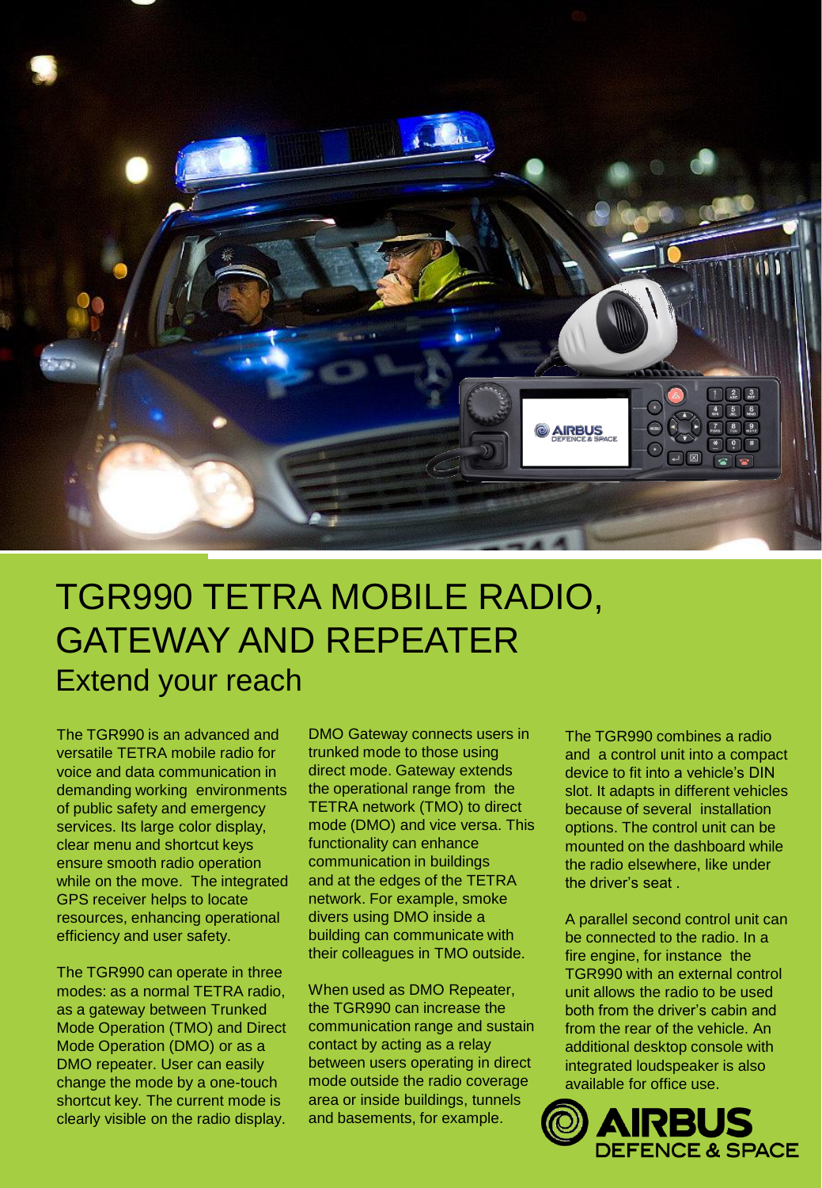# TGR990 TETRA MOBILE RADIO, GATEWAY AND REPEATER

## Extend your reach

The TGR990 is an advanced and versatile TETRA mobile radio for voice and data communication in demanding working environments of public safety and emergency services. Its large color display, clear menu and shortcut keys ensure smooth radio operation while on the move. The integrated GPS receiver helps to locate resources, enhancing operational efficiency and user safety.

The TGR990 can operate in three modes: as a normal TETRA radio, as a gateway between Trunked Mode Operation (TMO) and Direct Mode Operation (DMO) or as a DMO repeater. User can easily change the mode by a one-touch shortcut key. The current mode is clearly visible on the radio display.

DMO Gateway connects users in trunked mode to those using direct mode. Gateway extends the operational range from the TETRA network (TMO) to direct mode (DMO) and vice versa. This functionality can enhance communication in buildings and at the edges of the TETRA network. For example, smoke divers using DMO inside a building can communicate with their colleagues in TMO outside.

When used as DMO Repeater, the TGR990 can increase the communication range and sustain contact by acting as a relay between users operating in direct mode outside the radio coverage area or inside buildings, tunnels and basements, for example.

The TGR990 combines a radio and a control unit into a compact device to fit into a vehicle's DIN slot. It adapts in different vehicles because of several installation options. The control unit can be mounted on the dashboard while the radio elsewhere, like under the driver's seat .

A parallel second control unit can be connected to the radio. In a fire engine, for instance the TGR990 with an external control unit allows the radio to be used both from the driver's cabin and from the rear of the vehicle. An additional desktop console with integrated loudspeaker is also available for office use.

AIRBUS DEFENCE & SPACE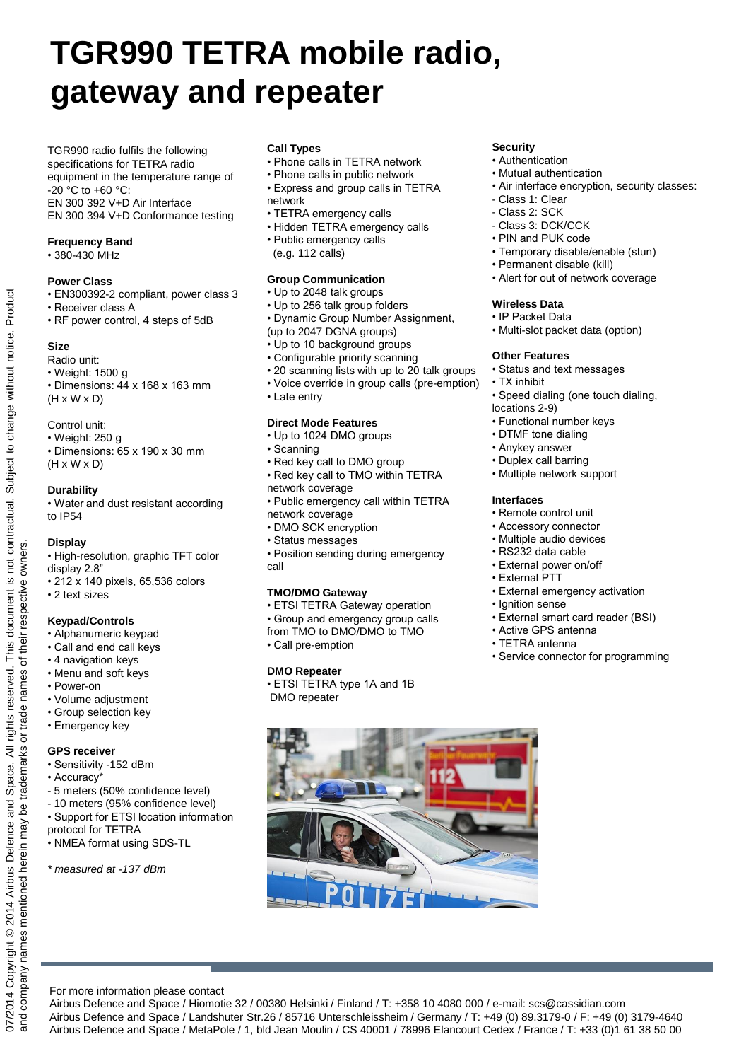// TGR990 TETRA mobile radio, gateway and repeater

TGR990 radio fulfils the following specifications for TETRA radio equipment in the temperature range of -20 °C to +60 °C:
EN 300 392 V+D Air Interface
EN 300 394 V+D Conformance testing

### Frequency Band

- 380-430 MHz

### Power Class

- EN300392-2 compliant, power class 3
- Receiver class A
- RF power control, 4 steps of 5dB

### Size

Radio unit:

- Weight: 1500 g
- Dimensions: 44 x 168 x 163 mm (H x W x D)

Control unit:

- Weight: 250 g
- Dimensions: 65 x 190 x 30 mm (H x W x D)

### Durability

- Water and dust resistant according to IP54

### Display

- High-resolution, graphic TFT color display 2.8"
- 212 x 140 pixels, 65,536 colors
- 2 text sizes

### Keypad/Controls

- Alphanumeric keypad
- Call and end call keys
- 4 navigation keys
- Menu and soft keys
- Power-on
- Volume adjustment
- Group selection key
- Emergency key

### GPS receiver

- Sensitivity -152 dBm
- Accuracy*
  - 5 meters (50% confidence level)
  - 10 meters (95% confidence level)
- Support for ETSI location information protocol for TETRA
- NMEA format using SDS-TL

*\* measured at -137 dBm*

### Call Types

- Phone calls in TETRA network
- Phone calls in public network
- Express and group calls in TETRA network
- TETRA emergency calls
- Hidden TETRA emergency calls
- Public emergency calls (e.g. 112 calls)

### Group Communication

- Up to 2048 talk groups
- Up to 256 talk group folders
- Dynamic Group Number Assignment, (up to 2047 DGNA groups)
- Up to 10 background groups
- Configurable priority scanning
- 20 scanning lists with up to 20 talk groups
- Voice override in group calls (pre-emption)
- Late entry

### Direct Mode Features

- Up to 1024 DMO groups
- Scanning
- Red key call to DMO group
- Red key call to TMO within TETRA network coverage
- Public emergency call within TETRA network coverage
- DMO SCK encryption
- Status messages
- Position sending during emergency call

### TMO/DMO Gateway

- ETSI TETRA Gateway operation
- Group and emergency group calls from TMO to DMO/DMO to TMO
- Call pre-emption

### DMO Repeater

- ETSI TETRA type 1A and 1B DMO repeater

### Security

- Authentication
- Mutual authentication
- Air interface encryption, security classes:
  - Class 1: Clear
  - Class 2: SCK
  - Class 3: DCK/CCK
- PIN and PUK code
- Temporary disable/enable (stun)
- Permanent disable (kill)
- Alert for out of network coverage

### Wireless Data

- IP Packet Data
- Multi-slot packet data (option)

### Other Features

- Status and text messages
- TX inhibit
- Speed dialing (one touch dialing, locations 2-9)
- Functional number keys
- DTMF tone dialing
- Anykey answer
- Duplex call barring
- Multiple network support

### Interfaces

- Remote control unit
- Accessory connector
- Multiple audio devices
- RS232 data cable
- External power on/off
- External PTT
- External emergency activation
- Ignition sense
- External smart card reader (BSI)
- Active GPS antenna
- TETRA antenna
- Service connector for programming

For more information please contact
Airbus Defence and Space / Hiomotie 32 / 00380 Helsinki / Finland / T: +358 10 4080 000 / e-mail: scs@cassidian.com
Airbus Defence and Space / Landshuter Str.26 / 85716 Unterschleissheim / Germany / T: +49 (0) 89.3179-0 / F: +49 (0) 3179-4640
Airbus Defence and Space / MetaPole / 1, bld Jean Moulin / CS 40001 / 78996 Elancourt Cedex / France / T: +33 (0)1 61 38 50 00

07/2014 Copyright © 2014 Airbus Defence and Space. All rights reserved. This document is not contractual. Subject to change without notice. Product and company names mentioned herein may be trademarks or trade names of their respective owners.